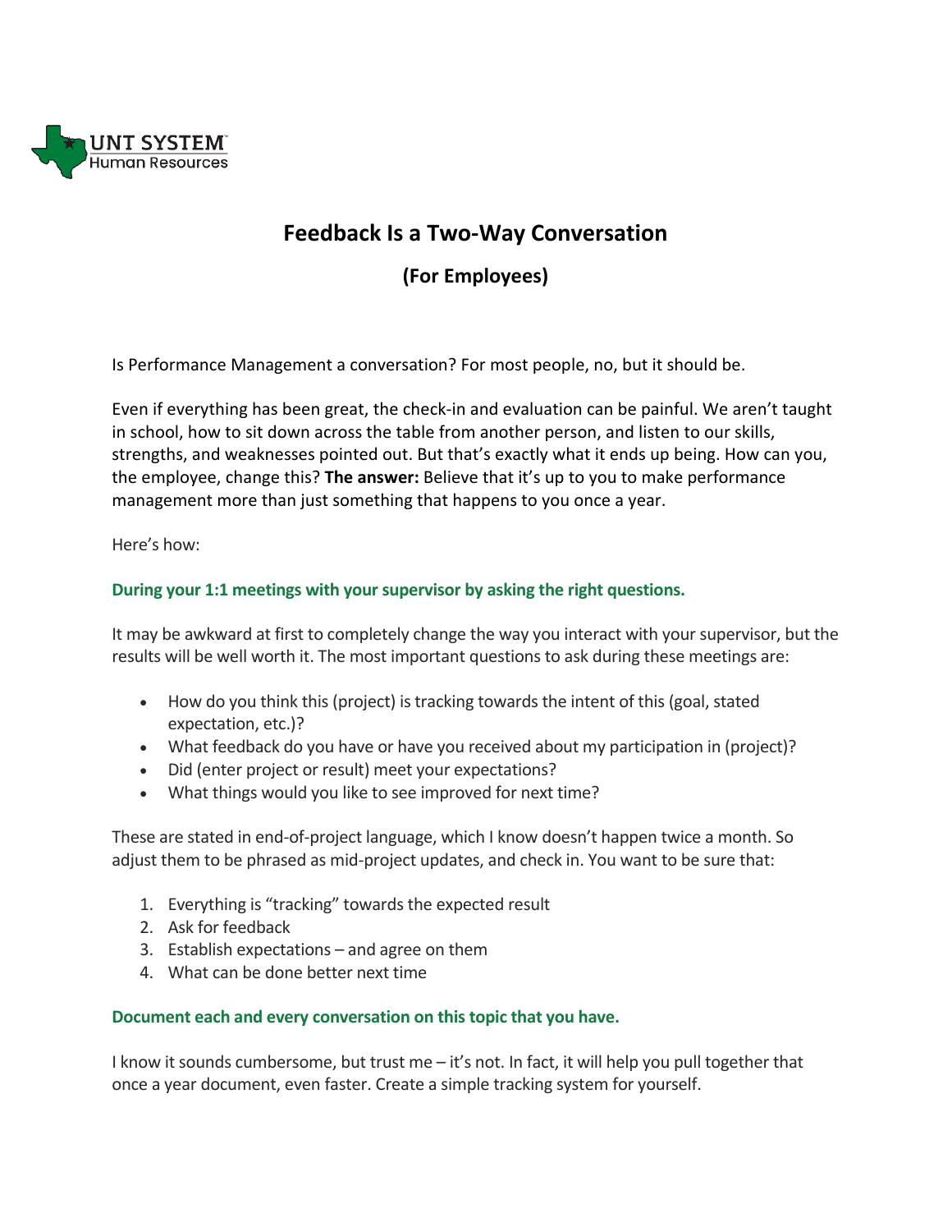UNT SYSTEM
Human Resources

# Feedback Is a Two-Way Conversation

## (For Employees)

Is Performance Management a conversation? For most people, no, but it should be.

Even if everything has been great, the check-in and evaluation can be painful. We aren't taught in school, how to sit down across the table from another person, and listen to our skills, strengths, and weaknesses pointed out. But that's exactly what it ends up being. How can you, the employee, change this? **The answer:** Believe that it's up to you to make performance management more than just something that happens to you once a year.

Here's how:

### During your 1:1 meetings with your supervisor by asking the right questions.

It may be awkward at first to completely change the way you interact with your supervisor, but the results will be well worth it. The most important questions to ask during these meetings are:

- How do you think this (project) is tracking towards the intent of this (goal, stated expectation, etc.)?
- What feedback do you have or have you received about my participation in (project)?
- Did (enter project or result) meet your expectations?
- What things would you like to see improved for next time?

These are stated in end-of-project language, which I know doesn't happen twice a month. So adjust them to be phrased as mid-project updates, and check in. You want to be sure that:

1. Everything is "tracking" towards the expected result
2. Ask for feedback
3. Establish expectations – and agree on them
4. What can be done better next time

### Document each and every conversation on this topic that you have.

I know it sounds cumbersome, but trust me – it's not. In fact, it will help you pull together that once a year document, even faster. Create a simple tracking system for yourself.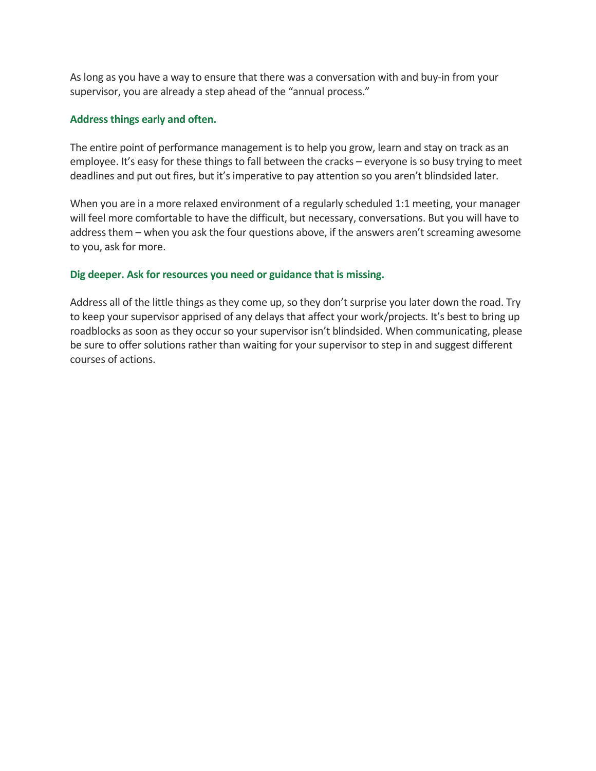As long as you have a way to ensure that there was a conversation with and buy-in from your supervisor, you are already a step ahead of the "annual process."

### Address things early and often.

The entire point of performance management is to help you grow, learn and stay on track as an employee. It's easy for these things to fall between the cracks – everyone is so busy trying to meet deadlines and put out fires, but it's imperative to pay attention so you aren't blindsided later.

When you are in a more relaxed environment of a regularly scheduled 1:1 meeting, your manager will feel more comfortable to have the difficult, but necessary, conversations. But you will have to address them – when you ask the four questions above, if the answers aren't screaming awesome to you, ask for more.

### Dig deeper. Ask for resources you need or guidance that is missing.

Address all of the little things as they come up, so they don't surprise you later down the road. Try to keep your supervisor apprised of any delays that affect your work/projects. It's best to bring up roadblocks as soon as they occur so your supervisor isn't blindsided. When communicating, please be sure to offer solutions rather than waiting for your supervisor to step in and suggest different courses of actions.